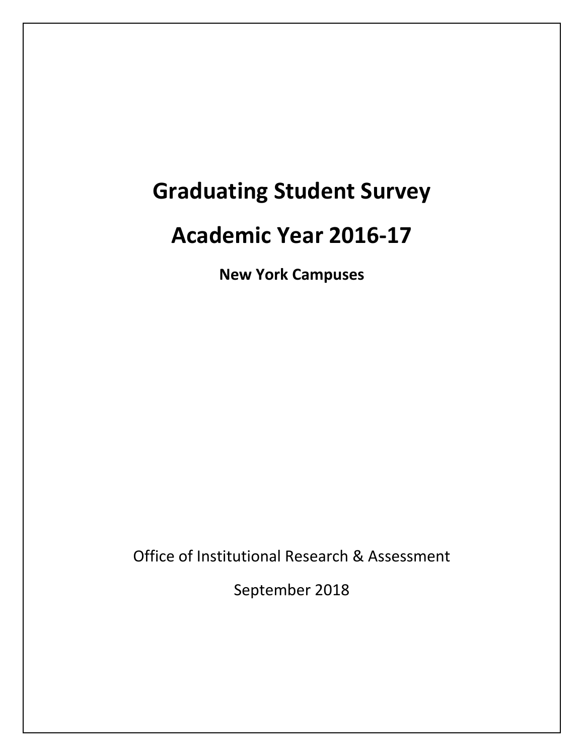# Graduating Student Survey

# Academic Year 2016-17

**New York Campuses**

Office of Institutional Research & Assessment

September 2018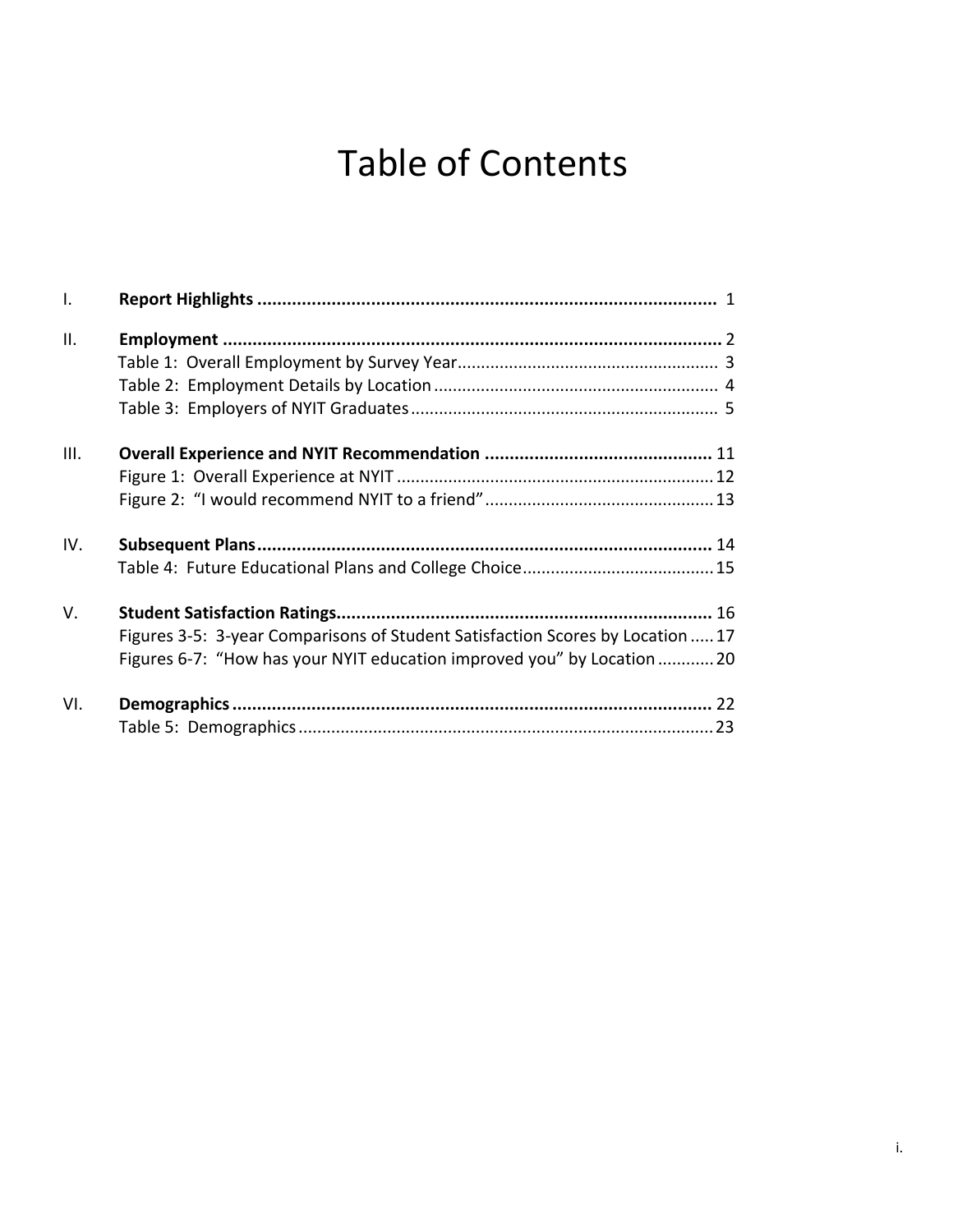# Table of Contents

| | | |
|---|---|---|
| I. | **Report Highlights** | 1 |
| II. | **Employment** | 2 |
| | Table 1: Overall Employment by Survey Year | 3 |
| | Table 2: Employment Details by Location | 4 |
| | Table 3: Employers of NYIT Graduates | 5 |
| III. | **Overall Experience and NYIT Recommendation** | 11 |
| | Figure 1: Overall Experience at NYIT | 12 |
| | Figure 2: "I would recommend NYIT to a friend" | 13 |
| IV. | **Subsequent Plans** | 14 |
| | Table 4: Future Educational Plans and College Choice | 15 |
| V. | **Student Satisfaction Ratings** | 16 |
| | Figures 3-5: 3-year Comparisons of Student Satisfaction Scores by Location | 17 |
| | Figures 6-7: "How has your NYIT education improved you" by Location | 20 |
| VI. | **Demographics** | 22 |
| | Table 5: Demographics | 23 |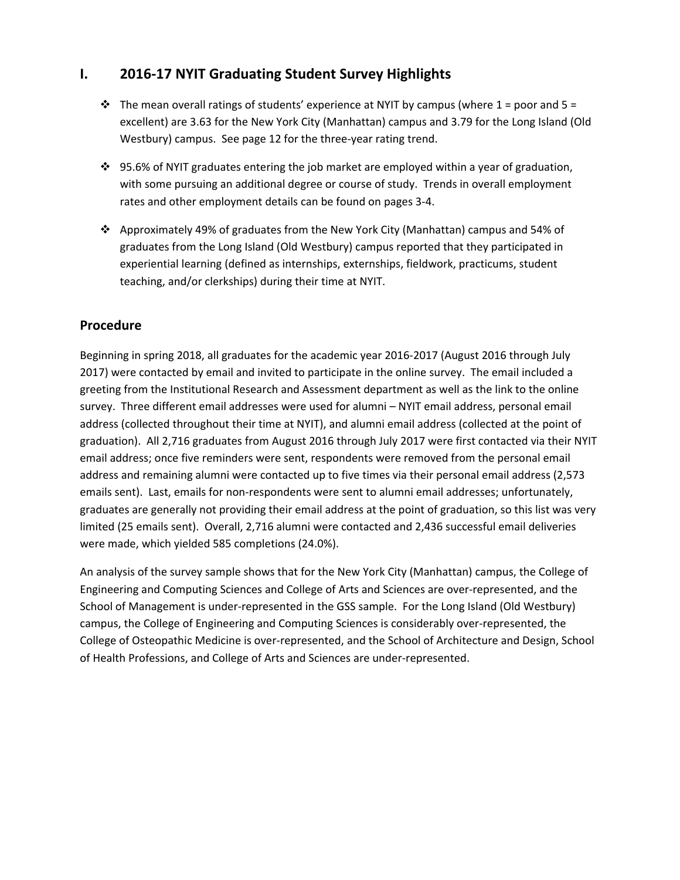## I. 2016-17 NYIT Graduating Student Survey Highlights

- The mean overall ratings of students' experience at NYIT by campus (where 1 = poor and 5 = excellent) are 3.63 for the New York City (Manhattan) campus and 3.79 for the Long Island (Old Westbury) campus. See page 12 for the three-year rating trend.
- 95.6% of NYIT graduates entering the job market are employed within a year of graduation, with some pursuing an additional degree or course of study. Trends in overall employment rates and other employment details can be found on pages 3-4.
- Approximately 49% of graduates from the New York City (Manhattan) campus and 54% of graduates from the Long Island (Old Westbury) campus reported that they participated in experiential learning (defined as internships, externships, fieldwork, practicums, student teaching, and/or clerkships) during their time at NYIT.

### Procedure

Beginning in spring 2018, all graduates for the academic year 2016-2017 (August 2016 through July 2017) were contacted by email and invited to participate in the online survey. The email included a greeting from the Institutional Research and Assessment department as well as the link to the online survey. Three different email addresses were used for alumni – NYIT email address, personal email address (collected throughout their time at NYIT), and alumni email address (collected at the point of graduation). All 2,716 graduates from August 2016 through July 2017 were first contacted via their NYIT email address; once five reminders were sent, respondents were removed from the personal email address and remaining alumni were contacted up to five times via their personal email address (2,573 emails sent). Last, emails for non-respondents were sent to alumni email addresses; unfortunately, graduates are generally not providing their email address at the point of graduation, so this list was very limited (25 emails sent). Overall, 2,716 alumni were contacted and 2,436 successful email deliveries were made, which yielded 585 completions (24.0%).

An analysis of the survey sample shows that for the New York City (Manhattan) campus, the College of Engineering and Computing Sciences and College of Arts and Sciences are over-represented, and the School of Management is under-represented in the GSS sample. For the Long Island (Old Westbury) campus, the College of Engineering and Computing Sciences is considerably over-represented, the College of Osteopathic Medicine is over-represented, and the School of Architecture and Design, School of Health Professions, and College of Arts and Sciences are under-represented.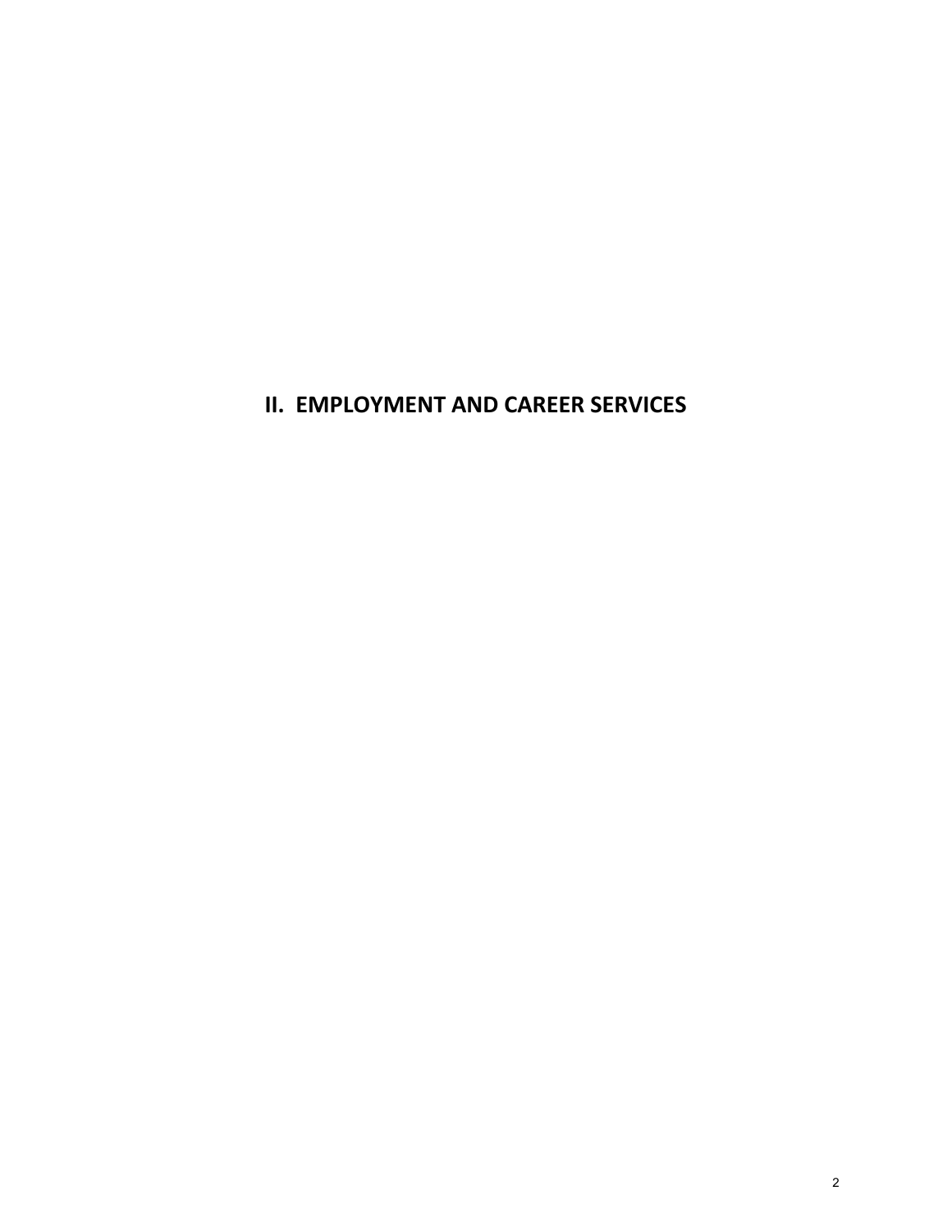# II. EMPLOYMENT AND CAREER SERVICES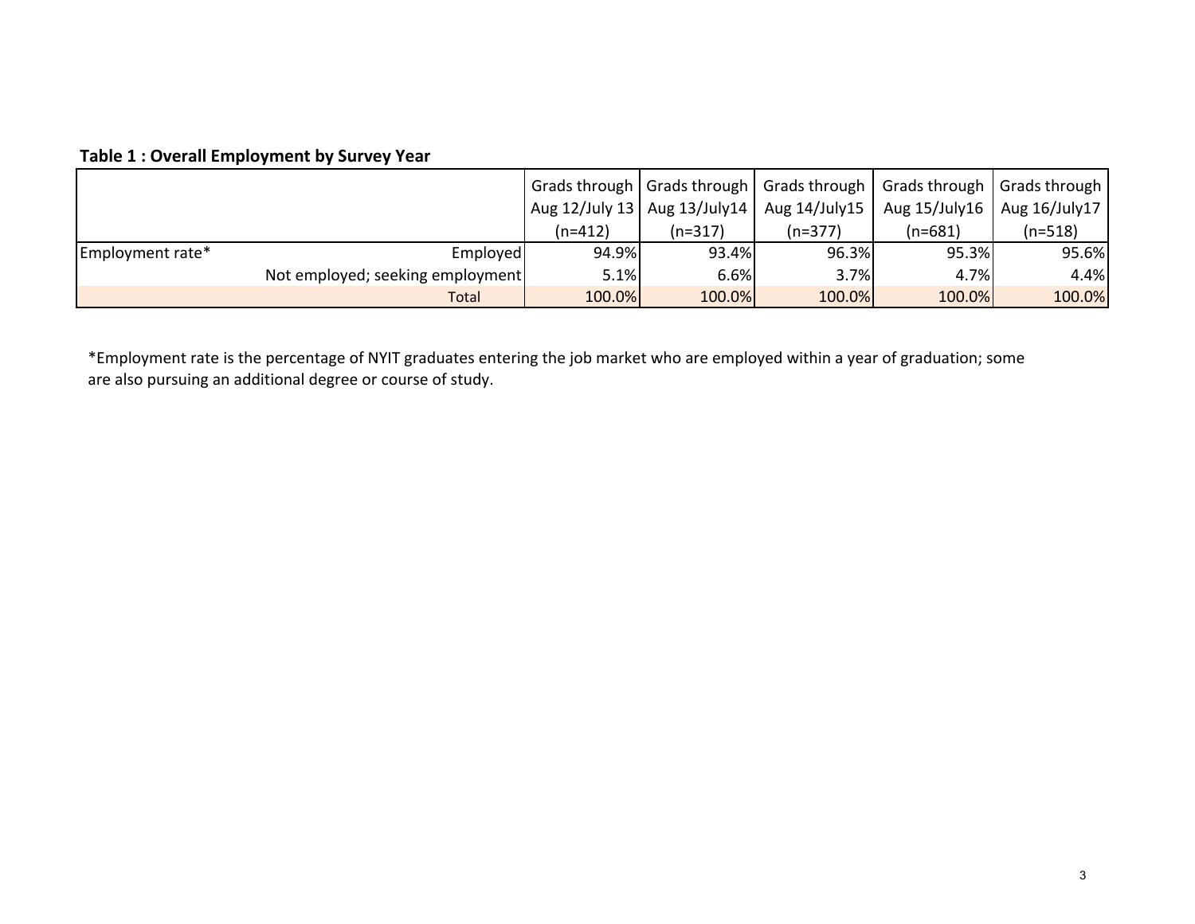**Table 1 : Overall Employment by Survey Year**

| | | Grads through Aug 12/July 13 (n=412) | Grads through Aug 13/July14 (n=317) | Grads through Aug 14/July15 (n=377) | Grads through Aug 15/July16 (n=681) | Grads through Aug 16/July17 (n=518) |
|---|---|---|---|---|---|---|
| Employment rate* | Employed | 94.9% | 93.4% | 96.3% | 95.3% | 95.6% |
| | Not employed; seeking employment | 5.1% | 6.6% | 3.7% | 4.7% | 4.4% |
| | Total | 100.0% | 100.0% | 100.0% | 100.0% | 100.0% |

*Employment rate is the percentage of NYIT graduates entering the job market who are employed within a year of graduation; some are also pursuing an additional degree or course of study.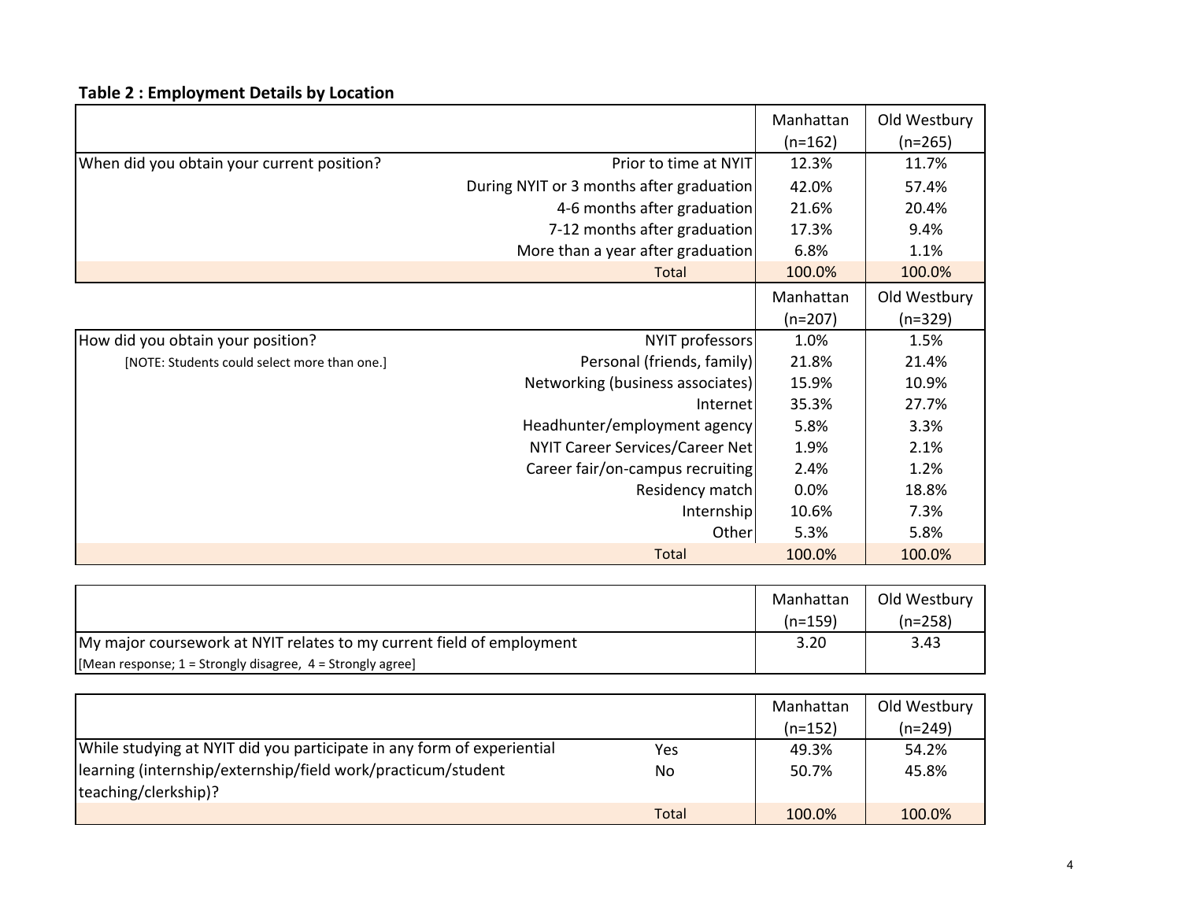**Table 2 : Employment Details by Location**

| | | Manhattan (n=162) | Old Westbury (n=265) |
|---|---|---|---|
| When did you obtain your current position? | Prior to time at NYIT | 12.3% | 11.7% |
| | During NYIT or 3 months after graduation | 42.0% | 57.4% |
| | 4-6 months after graduation | 21.6% | 20.4% |
| | 7-12 months after graduation | 17.3% | 9.4% |
| | More than a year after graduation | 6.8% | 1.1% |
| | Total | 100.0% | 100.0% |

| | | Manhattan (n=207) | Old Westbury (n=329) |
|---|---|---|---|
| How did you obtain your position? [NOTE: Students could select more than one.] | NYIT professors | 1.0% | 1.5% |
| | Personal (friends, family) | 21.8% | 21.4% |
| | Networking (business associates) | 15.9% | 10.9% |
| | Internet | 35.3% | 27.7% |
| | Headhunter/employment agency | 5.8% | 3.3% |
| | NYIT Career Services/Career Net | 1.9% | 2.1% |
| | Career fair/on-campus recruiting | 2.4% | 1.2% |
| | Residency match | 0.0% | 18.8% |
| | Internship | 10.6% | 7.3% |
| | Other | 5.3% | 5.8% |
| | Total | 100.0% | 100.0% |

| | Manhattan (n=159) | Old Westbury (n=258) |
|---|---|---|
| My major coursework at NYIT relates to my current field of employment [Mean response; 1 = Strongly disagree, 4 = Strongly agree] | 3.20 | 3.43 |

| | | Manhattan (n=152) | Old Westbury (n=249) |
|---|---|---|---|
| While studying at NYIT did you participate in any form of experiential learning (internship/externship/field work/practicum/student teaching/clerkship)? | Yes | 49.3% | 54.2% |
| | No | 50.7% | 45.8% |
| | Total | 100.0% | 100.0% |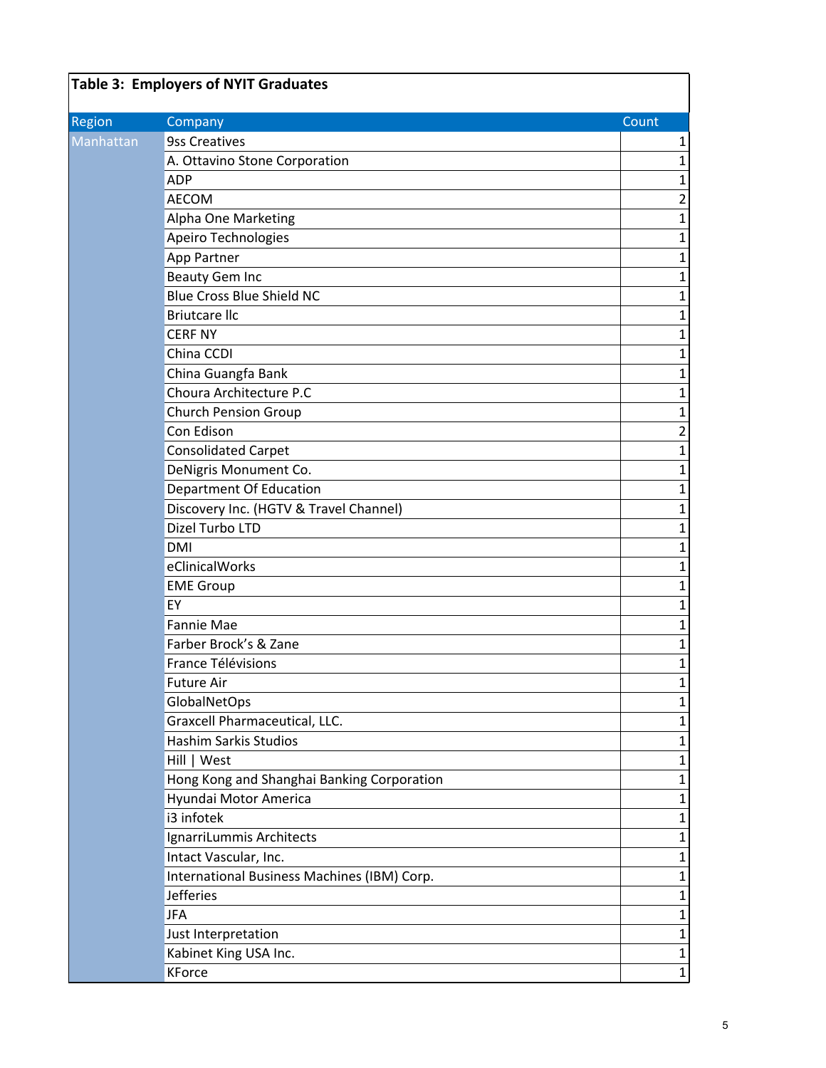**Table 3: Employers of NYIT Graduates**

| Region | Company | Count |
|---|---|---|
| Manhattan | 9ss Creatives | 1 |
| | A. Ottavino Stone Corporation | 1 |
| | ADP | 1 |
| | AECOM | 2 |
| | Alpha One Marketing | 1 |
| | Apeiro Technologies | 1 |
| | App Partner | 1 |
| | Beauty Gem Inc | 1 |
| | Blue Cross Blue Shield NC | 1 |
| | Briutcare llc | 1 |
| | CERF NY | 1 |
| | China CCDI | 1 |
| | China Guangfa Bank | 1 |
| | Choura Architecture P.C | 1 |
| | Church Pension Group | 1 |
| | Con Edison | 2 |
| | Consolidated Carpet | 1 |
| | DeNigris Monument Co. | 1 |
| | Department Of Education | 1 |
| | Discovery Inc. (HGTV & Travel Channel) | 1 |
| | Dizel Turbo LTD | 1 |
| | DMI | 1 |
| | eClinicalWorks | 1 |
| | EME Group | 1 |
| | EY | 1 |
| | Fannie Mae | 1 |
| | Farber Brock's & Zane | 1 |
| | France Télévisions | 1 |
| | Future Air | 1 |
| | GlobalNetOps | 1 |
| | Graxcell Pharmaceutical, LLC. | 1 |
| | Hashim Sarkis Studios | 1 |
| | Hill \| West | 1 |
| | Hong Kong and Shanghai Banking Corporation | 1 |
| | Hyundai Motor America | 1 |
| | i3 infotek | 1 |
| | IgnarriLummis Architects | 1 |
| | Intact Vascular, Inc. | 1 |
| | International Business Machines (IBM) Corp. | 1 |
| | Jefferies | 1 |
| | JFA | 1 |
| | Just Interpretation | 1 |
| | Kabinet King USA Inc. | 1 |
| | KForce | 1 |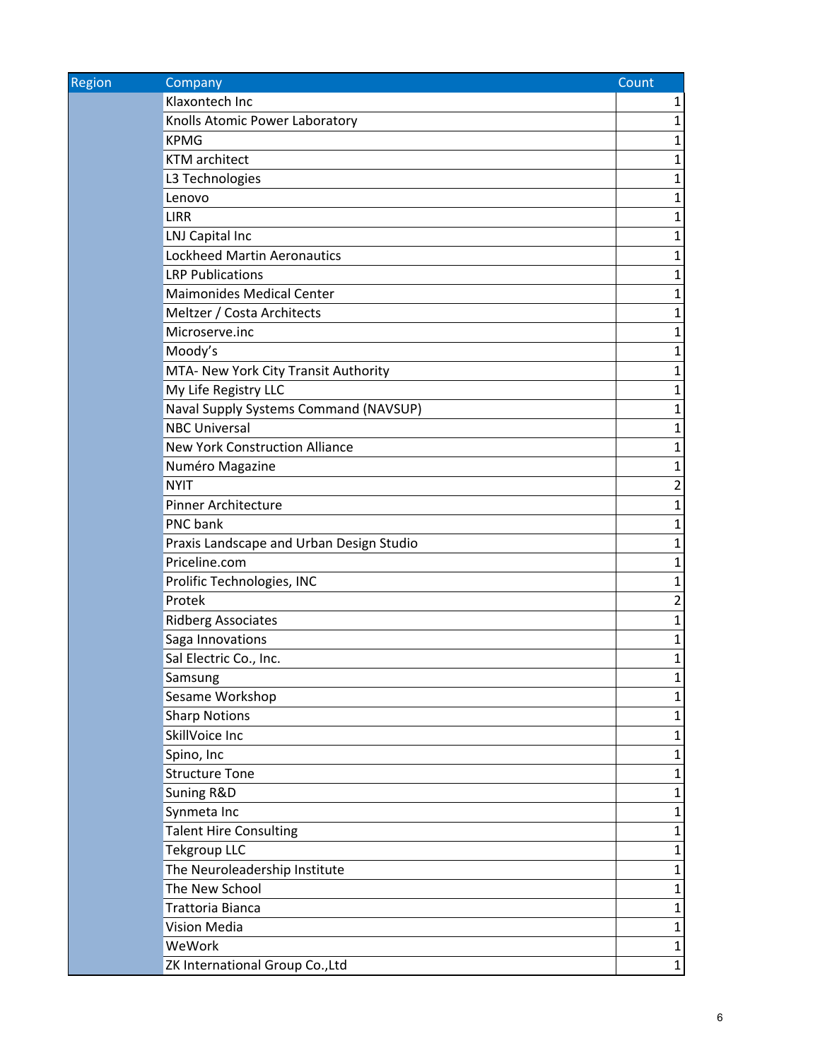| Region | Company | Count |
|---|---|---|
| | Klaxontech Inc | 1 |
| | Knolls Atomic Power Laboratory | 1 |
| | KPMG | 1 |
| | KTM architect | 1 |
| | L3 Technologies | 1 |
| | Lenovo | 1 |
| | LIRR | 1 |
| | LNJ Capital Inc | 1 |
| | Lockheed Martin Aeronautics | 1 |
| | LRP Publications | 1 |
| | Maimonides Medical Center | 1 |
| | Meltzer / Costa Architects | 1 |
| | Microserve.inc | 1 |
| | Moody’s | 1 |
| | MTA- New York City Transit Authority | 1 |
| | My Life Registry LLC | 1 |
| | Naval Supply Systems Command (NAVSUP) | 1 |
| | NBC Universal | 1 |
| | New York Construction Alliance | 1 |
| | Numéro Magazine | 1 |
| | NYIT | 2 |
| | Pinner Architecture | 1 |
| | PNC bank | 1 |
| | Praxis Landscape and Urban Design Studio | 1 |
| | Priceline.com | 1 |
| | Prolific Technologies, INC | 1 |
| | Protek | 2 |
| | Ridberg Associates | 1 |
| | Saga Innovations | 1 |
| | Sal Electric Co., Inc. | 1 |
| | Samsung | 1 |
| | Sesame Workshop | 1 |
| | Sharp Notions | 1 |
| | SkillVoice Inc | 1 |
| | Spino, Inc | 1 |
| | Structure Tone | 1 |
| | Suning R&D | 1 |
| | Synmeta Inc | 1 |
| | Talent Hire Consulting | 1 |
| | Tekgroup LLC | 1 |
| | The Neuroleadership Institute | 1 |
| | The New School | 1 |
| | Trattoria Bianca | 1 |
| | Vision Media | 1 |
| | WeWork | 1 |
| | ZK International Group Co.,Ltd | 1 |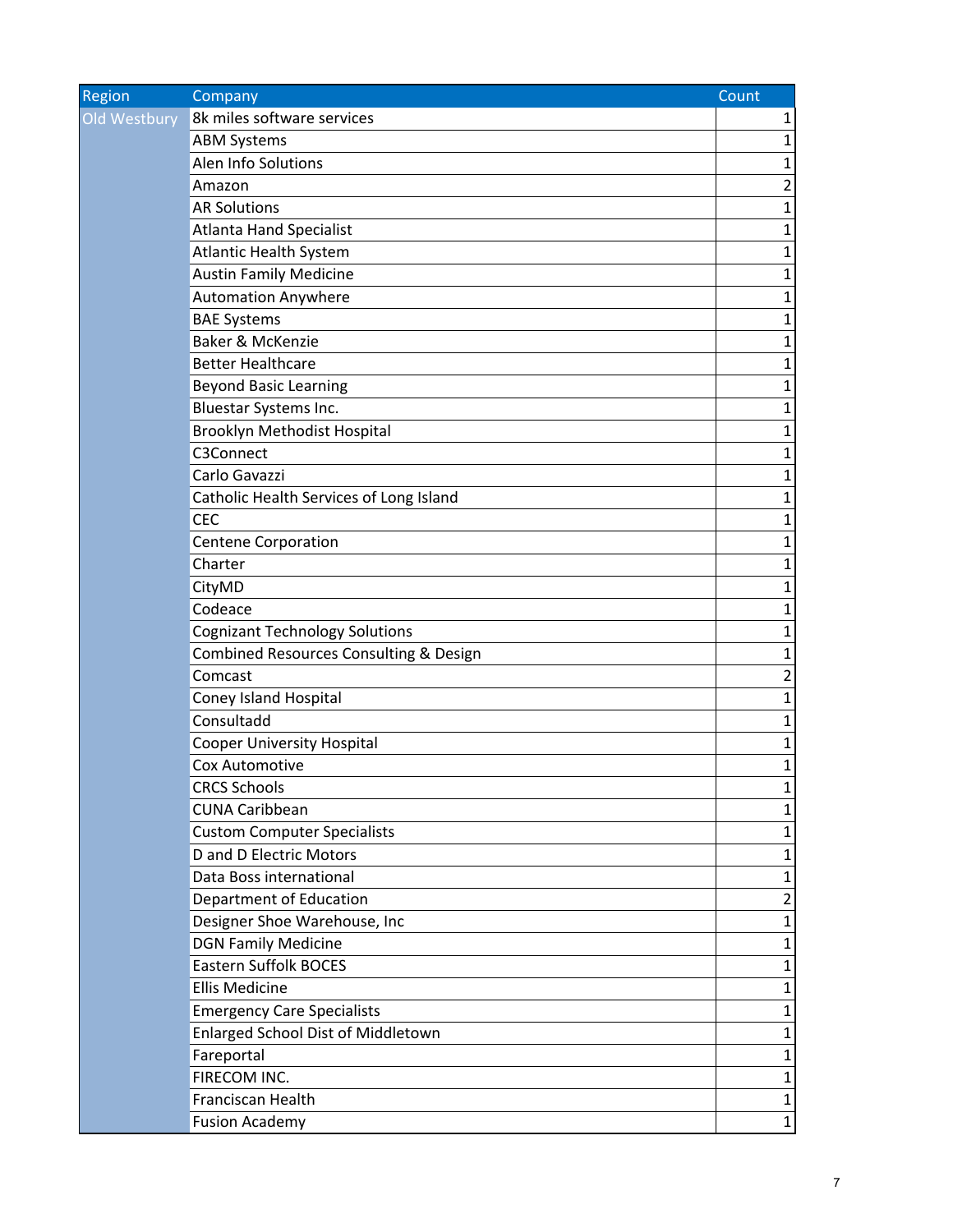| Region | Company | Count |
|---|---|---|
| Old Westbury | 8k miles software services | 1 |
| | ABM Systems | 1 |
| | Alen Info Solutions | 1 |
| | Amazon | 2 |
| | AR Solutions | 1 |
| | Atlanta Hand Specialist | 1 |
| | Atlantic Health System | 1 |
| | Austin Family Medicine | 1 |
| | Automation Anywhere | 1 |
| | BAE Systems | 1 |
| | Baker & McKenzie | 1 |
| | Better Healthcare | 1 |
| | Beyond Basic Learning | 1 |
| | Bluestar Systems Inc. | 1 |
| | Brooklyn Methodist Hospital | 1 |
| | C3Connect | 1 |
| | Carlo Gavazzi | 1 |
| | Catholic Health Services of Long Island | 1 |
| | CEC | 1 |
| | Centene Corporation | 1 |
| | Charter | 1 |
| | CityMD | 1 |
| | Codeace | 1 |
| | Cognizant Technology Solutions | 1 |
| | Combined Resources Consulting & Design | 1 |
| | Comcast | 2 |
| | Coney Island Hospital | 1 |
| | Consultadd | 1 |
| | Cooper University Hospital | 1 |
| | Cox Automotive | 1 |
| | CRCS Schools | 1 |
| | CUNA Caribbean | 1 |
| | Custom Computer Specialists | 1 |
| | D and D Electric Motors | 1 |
| | Data Boss international | 1 |
| | Department of Education | 2 |
| | Designer Shoe Warehouse, Inc | 1 |
| | DGN Family Medicine | 1 |
| | Eastern Suffolk BOCES | 1 |
| | Ellis Medicine | 1 |
| | Emergency Care Specialists | 1 |
| | Enlarged School Dist of Middletown | 1 |
| | Fareportal | 1 |
| | FIRECOM INC. | 1 |
| | Franciscan Health | 1 |
| | Fusion Academy | 1 |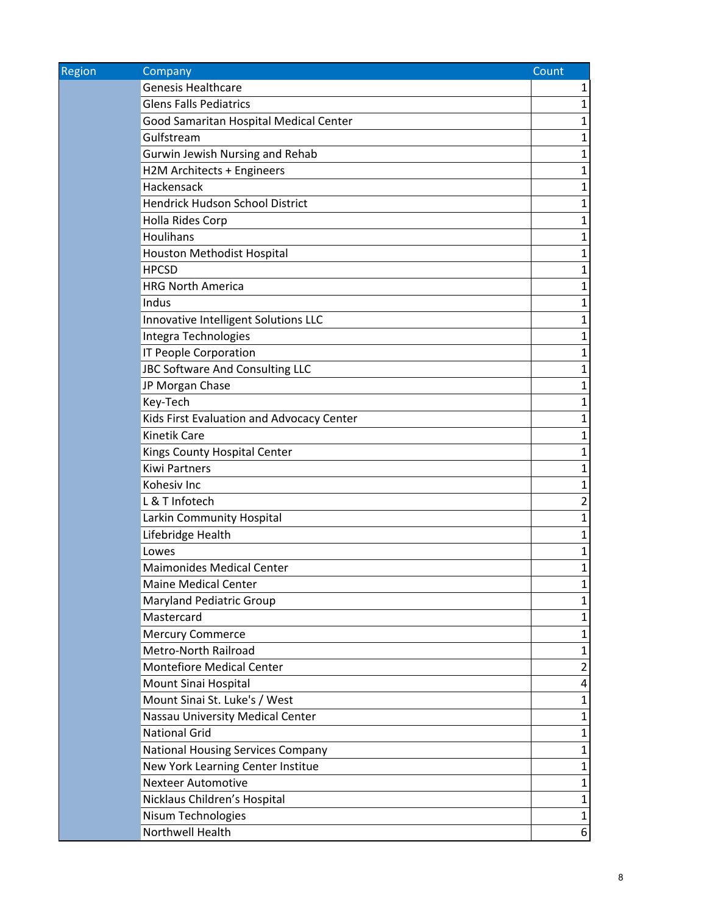| Region | Company | Count |
|---|---|---|
| | Genesis Healthcare | 1 |
| | Glens Falls Pediatrics | 1 |
| | Good Samaritan Hospital Medical Center | 1 |
| | Gulfstream | 1 |
| | Gurwin Jewish Nursing and Rehab | 1 |
| | H2M Architects + Engineers | 1 |
| | Hackensack | 1 |
| | Hendrick Hudson School District | 1 |
| | Holla Rides Corp | 1 |
| | Houlihans | 1 |
| | Houston Methodist Hospital | 1 |
| | HPCSD | 1 |
| | HRG North America | 1 |
| | Indus | 1 |
| | Innovative Intelligent Solutions LLC | 1 |
| | Integra Technologies | 1 |
| | IT People Corporation | 1 |
| | JBC Software And Consulting LLC | 1 |
| | JP Morgan Chase | 1 |
| | Key-Tech | 1 |
| | Kids First Evaluation and Advocacy Center | 1 |
| | Kinetik Care | 1 |
| | Kings County Hospital Center | 1 |
| | Kiwi Partners | 1 |
| | Kohesiv Inc | 1 |
| | L & T Infotech | 2 |
| | Larkin Community Hospital | 1 |
| | Lifebridge Health | 1 |
| | Lowes | 1 |
| | Maimonides Medical Center | 1 |
| | Maine Medical Center | 1 |
| | Maryland Pediatric Group | 1 |
| | Mastercard | 1 |
| | Mercury Commerce | 1 |
| | Metro-North Railroad | 1 |
| | Montefiore Medical Center | 2 |
| | Mount Sinai Hospital | 4 |
| | Mount Sinai St. Luke's / West | 1 |
| | Nassau University Medical Center | 1 |
| | National Grid | 1 |
| | National Housing Services Company | 1 |
| | New York Learning Center Institue | 1 |
| | Nexteer Automotive | 1 |
| | Nicklaus Children's Hospital | 1 |
| | Nisum Technologies | 1 |
| | Northwell Health | 6 |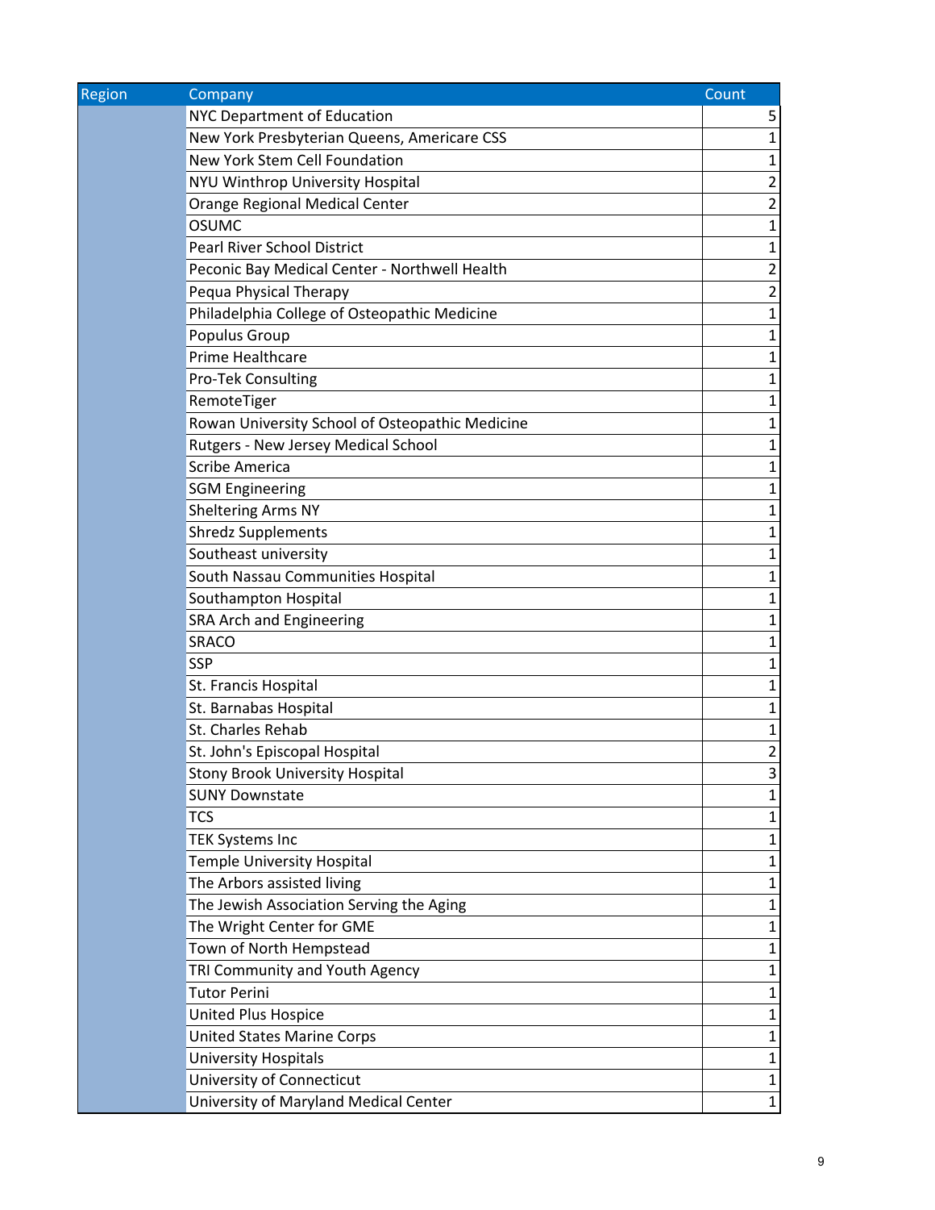| Region | Company | Count |
|---|---|---|
| | NYC Department of Education | 5 |
| | New York Presbyterian Queens, Americare CSS | 1 |
| | New York Stem Cell Foundation | 1 |
| | NYU Winthrop University Hospital | 2 |
| | Orange Regional Medical Center | 2 |
| | OSUMC | 1 |
| | Pearl River School District | 1 |
| | Peconic Bay Medical Center - Northwell Health | 2 |
| | Pequa Physical Therapy | 2 |
| | Philadelphia College of Osteopathic Medicine | 1 |
| | Populus Group | 1 |
| | Prime Healthcare | 1 |
| | Pro-Tek Consulting | 1 |
| | RemoteTiger | 1 |
| | Rowan University School of Osteopathic Medicine | 1 |
| | Rutgers - New Jersey Medical School | 1 |
| | Scribe America | 1 |
| | SGM Engineering | 1 |
| | Sheltering Arms NY | 1 |
| | Shredz Supplements | 1 |
| | Southeast university | 1 |
| | South Nassau Communities Hospital | 1 |
| | Southampton Hospital | 1 |
| | SRA Arch and Engineering | 1 |
| | SRACO | 1 |
| | SSP | 1 |
| | St. Francis Hospital | 1 |
| | St. Barnabas Hospital | 1 |
| | St. Charles Rehab | 1 |
| | St. John's Episcopal Hospital | 2 |
| | Stony Brook University Hospital | 3 |
| | SUNY Downstate | 1 |
| | TCS | 1 |
| | TEK Systems Inc | 1 |
| | Temple University Hospital | 1 |
| | The Arbors assisted living | 1 |
| | The Jewish Association Serving the Aging | 1 |
| | The Wright Center for GME | 1 |
| | Town of North Hempstead | 1 |
| | TRI Community and Youth Agency | 1 |
| | Tutor Perini | 1 |
| | United Plus Hospice | 1 |
| | United States Marine Corps | 1 |
| | University Hospitals | 1 |
| | University of Connecticut | 1 |
| | University of Maryland Medical Center | 1 |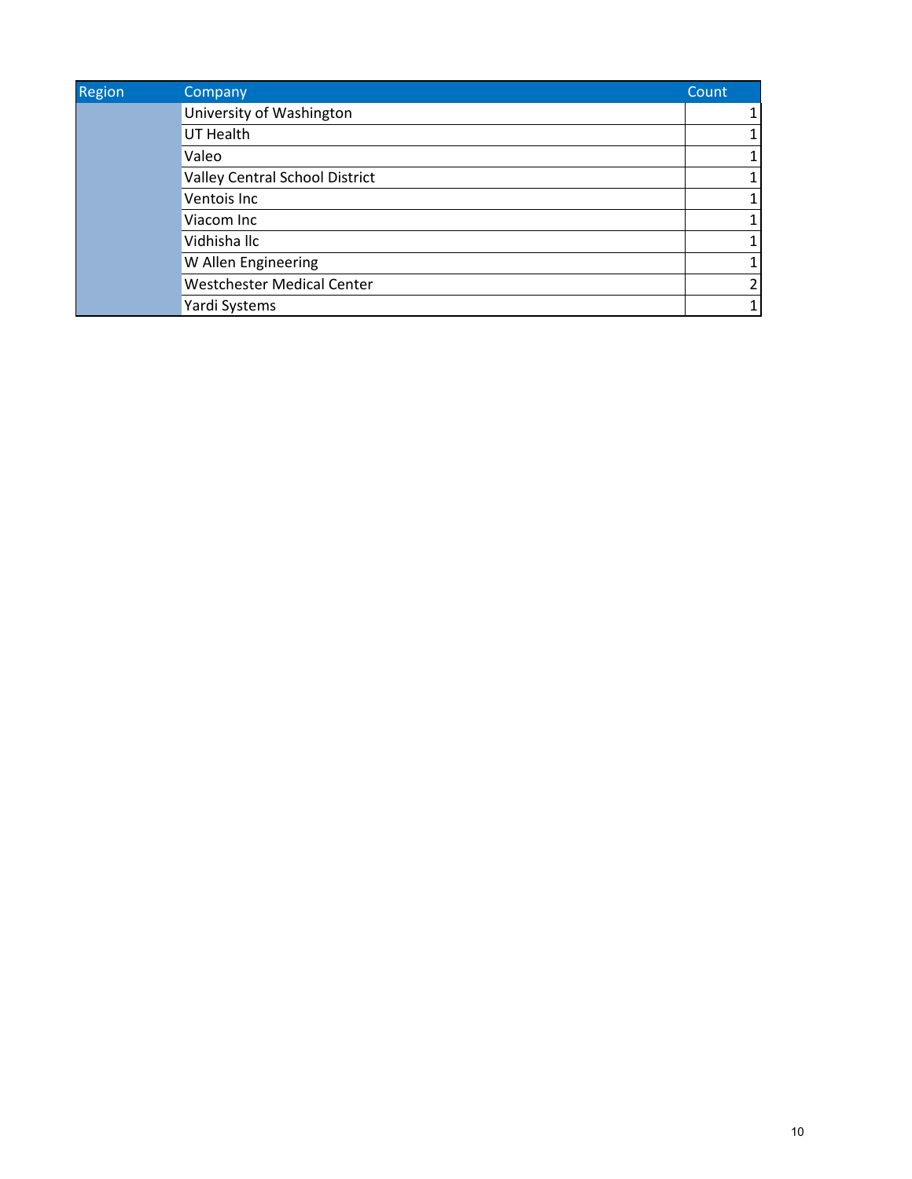| Region | Company | Count |
|---|---|---|
| | University of Washington | 1 |
| | UT Health | 1 |
| | Valeo | 1 |
| | Valley Central School District | 1 |
| | Ventois Inc | 1 |
| | Viacom Inc | 1 |
| | Vidhisha llc | 1 |
| | W Allen Engineering | 1 |
| | Westchester Medical Center | 2 |
| | Yardi Systems | 1 |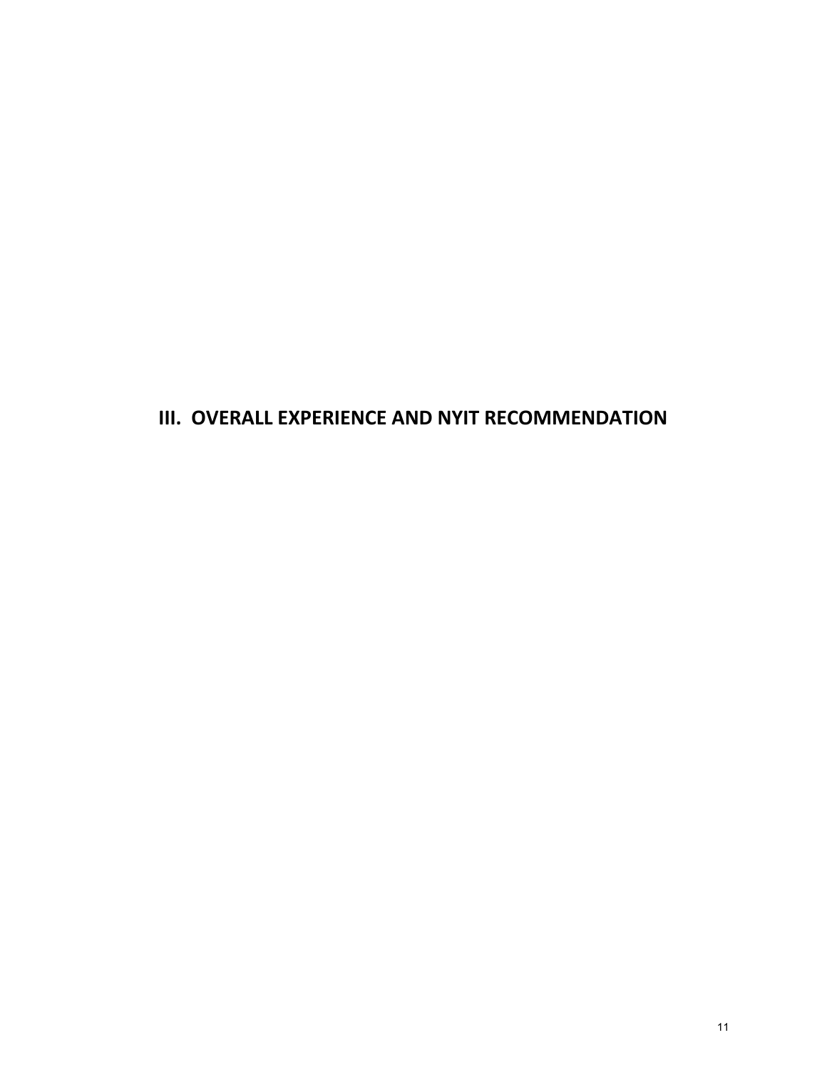# III. OVERALL EXPERIENCE AND NYIT RECOMMENDATION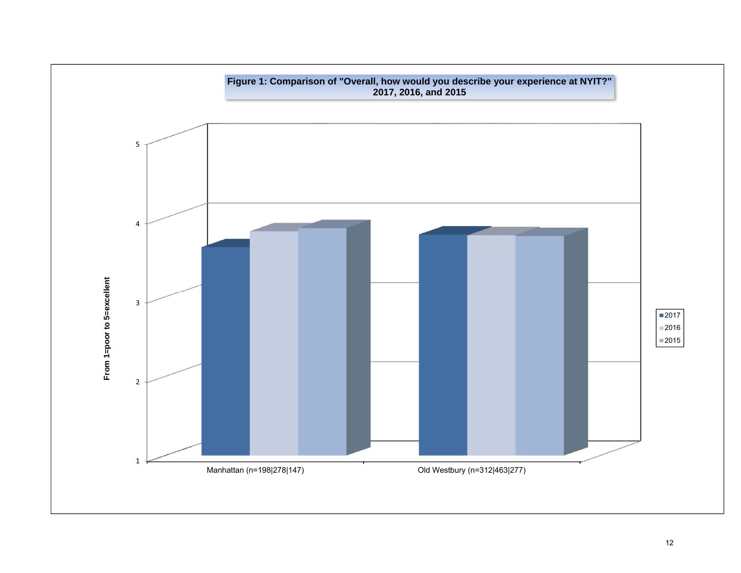**Figure 1: Comparison of "Overall, how would you describe your experience at NYIT?" 2017, 2016, and 2015**

From 1=poor to 5=excellent

5
4
3
2
1

Manhattan (n=198|278|147)

Old Westbury (n=312|463|277)

2017
2016
2015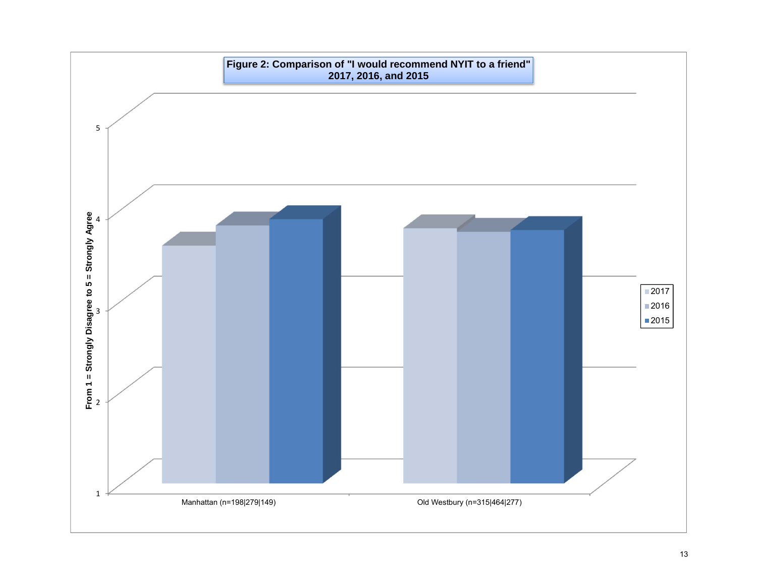**Figure 2: Comparison of "I would recommend NYIT to a friend" 2017, 2016, and 2015**

From 1 = Strongly Disagree to 5 = Strongly Agree

Manhattan (n=198|279|149)

Old Westbury (n=315|464|277)

2017
2016
2015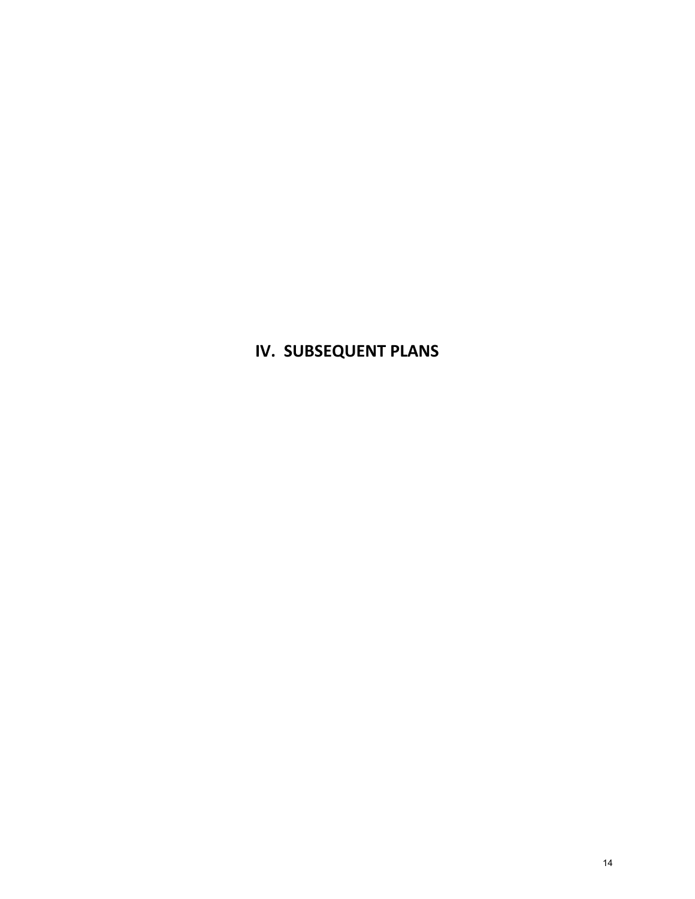# IV. SUBSEQUENT PLANS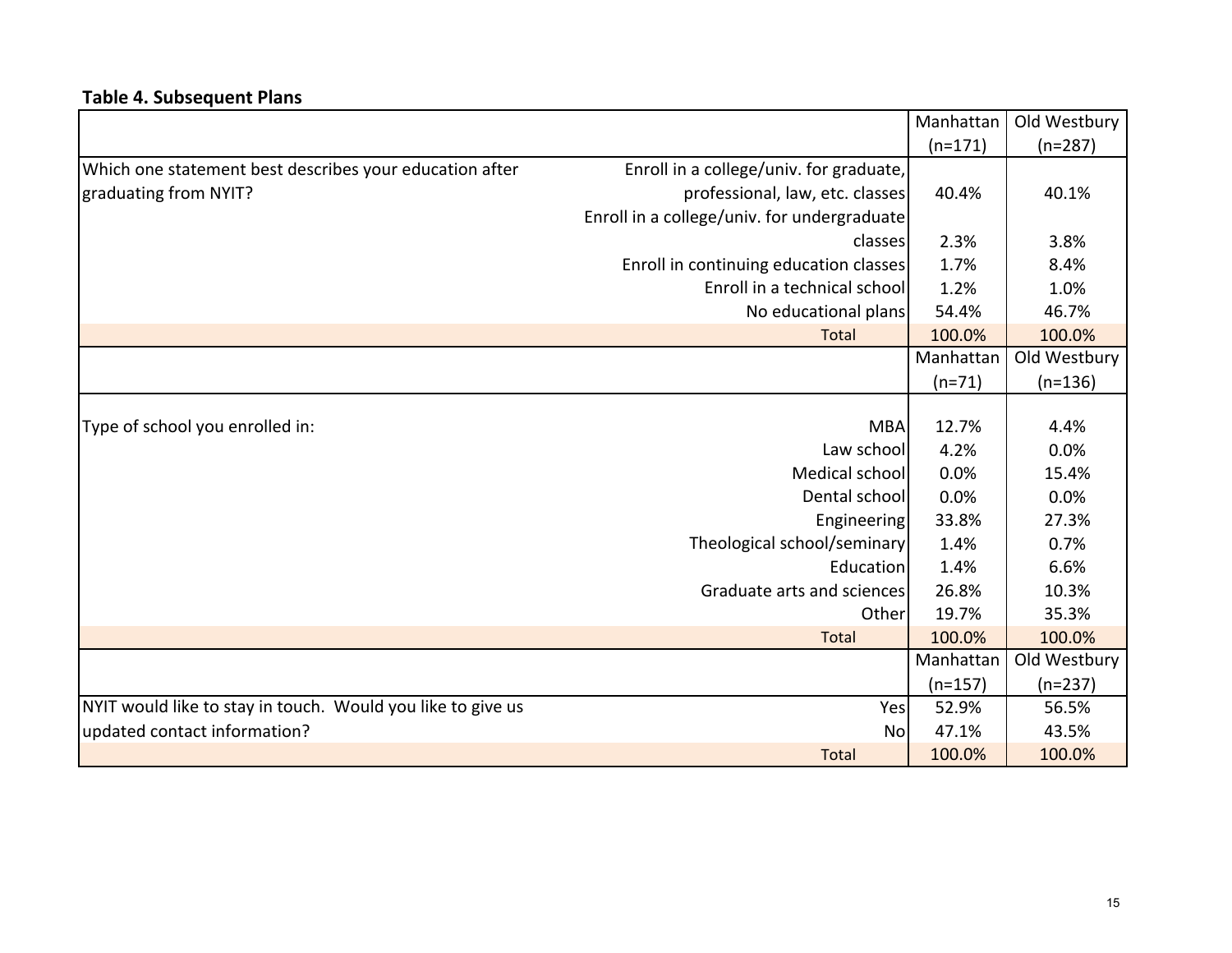**Table 4. Subsequent Plans**

| | | Manhattan (n=171) | Old Westbury (n=287) |
|---|---|---|---|
| Which one statement best describes your education after graduating from NYIT? | Enroll in a college/univ. for graduate, professional, law, etc. classes | 40.4% | 40.1% |
| | Enroll in a college/univ. for undergraduate classes | 2.3% | 3.8% |
| | Enroll in continuing education classes | 1.7% | 8.4% |
| | Enroll in a technical school | 1.2% | 1.0% |
| | No educational plans | 54.4% | 46.7% |
| | Total | 100.0% | 100.0% |
| | | **Manhattan (n=71)** | **Old Westbury (n=136)** |
| Type of school you enrolled in: | MBA | 12.7% | 4.4% |
| | Law school | 4.2% | 0.0% |
| | Medical school | 0.0% | 15.4% |
| | Dental school | 0.0% | 0.0% |
| | Engineering | 33.8% | 27.3% |
| | Theological school/seminary | 1.4% | 0.7% |
| | Education | 1.4% | 6.6% |
| | Graduate arts and sciences | 26.8% | 10.3% |
| | Other | 19.7% | 35.3% |
| | Total | 100.0% | 100.0% |
| | | **Manhattan (n=157)** | **Old Westbury (n=237)** |
| NYIT would like to stay in touch. Would you like to give us updated contact information? | Yes | 52.9% | 56.5% |
| | No | 47.1% | 43.5% |
| | Total | 100.0% | 100.0% |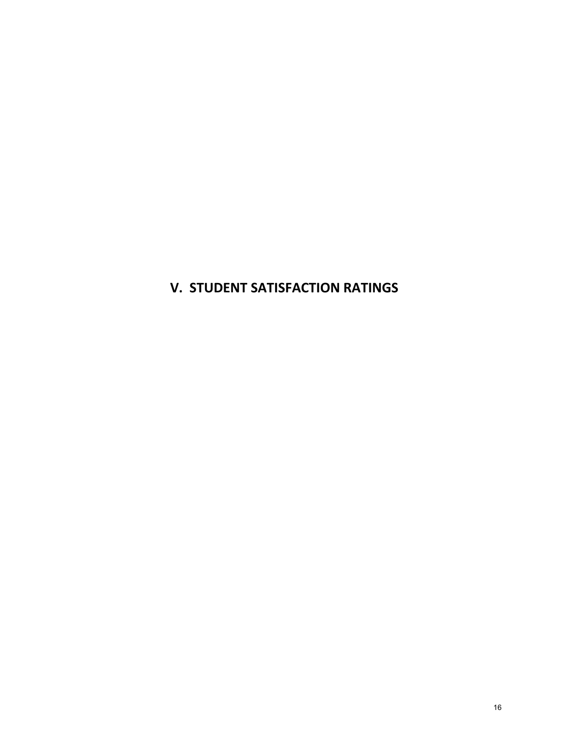# V. STUDENT SATISFACTION RATINGS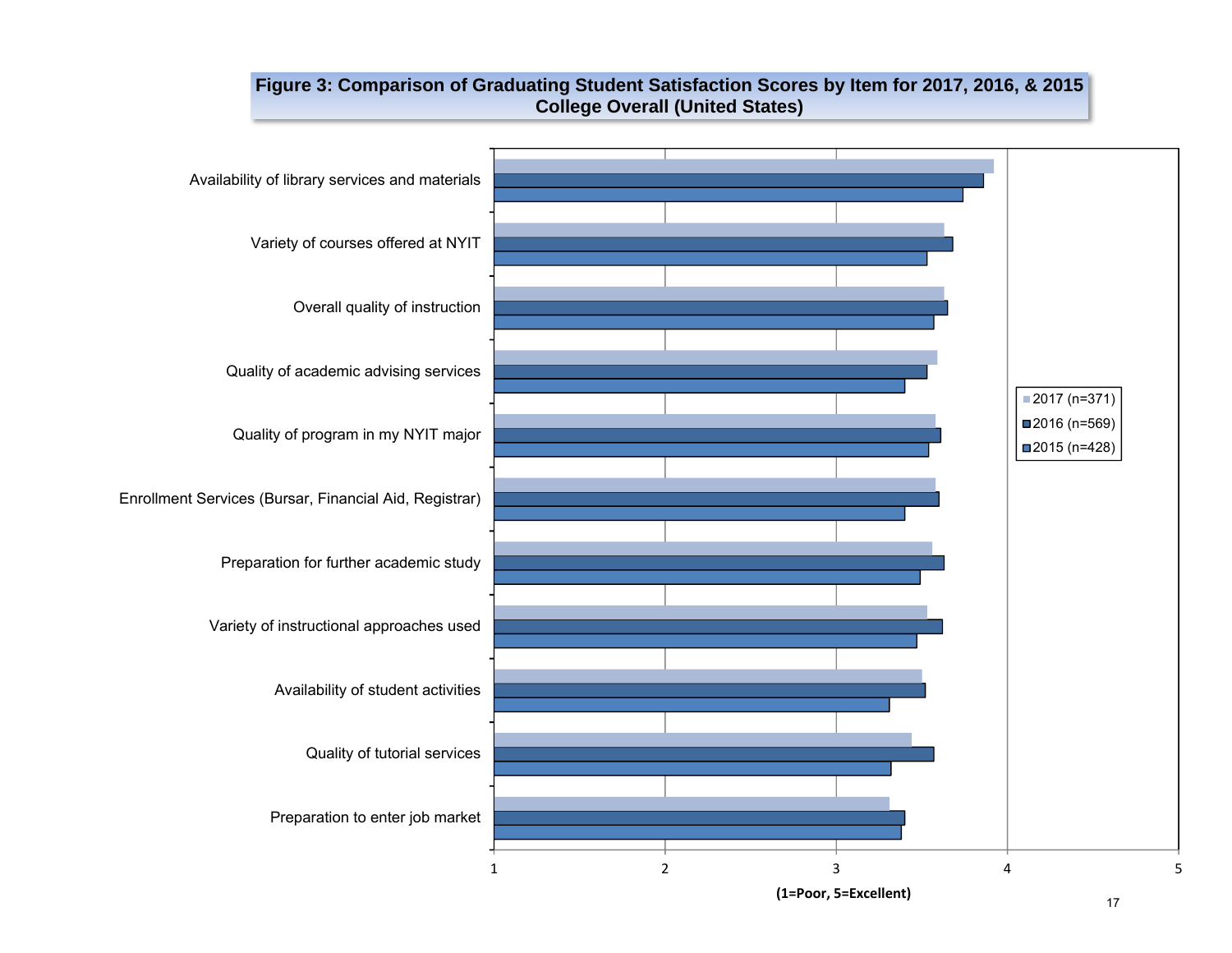**Figure 3: Comparison of Graduating Student Satisfaction Scores by Item for 2017, 2016, & 2015**
**College Overall (United States)**

Availability of library services and materials

Variety of courses offered at NYIT

Overall quality of instruction

Quality of academic advising services

Quality of program in my NYIT major

Enrollment Services (Bursar, Financial Aid, Registrar)

Preparation for further academic study

Variety of instructional approaches used

Availability of student activities

Quality of tutorial services

Preparation to enter job market

2017 (n=371)
2016 (n=569)
2015 (n=428)

1 2 3 4 5

**(1=Poor, 5=Excellent)**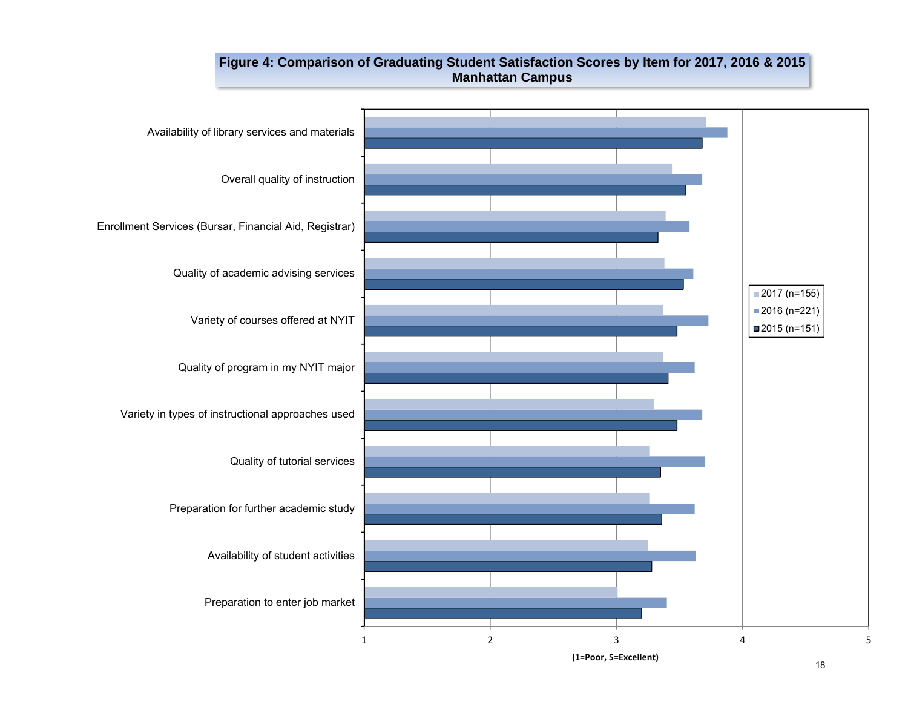**Figure 4: Comparison of Graduating Student Satisfaction Scores by Item for 2017, 2016 & 2015**
**Manhattan Campus**

Availability of library services and materials

Overall quality of instruction

Enrollment Services (Bursar, Financial Aid, Registrar)

Quality of academic advising services

Variety of courses offered at NYIT

Quality of program in my NYIT major

Variety in types of instructional approaches used

Quality of tutorial services

Preparation for further academic study

Availability of student activities

Preparation to enter job market

1 2 3 4 5

**(1=Poor, 5=Excellent)**

- 2017 (n=155)
- 2016 (n=221)
- 2015 (n=151)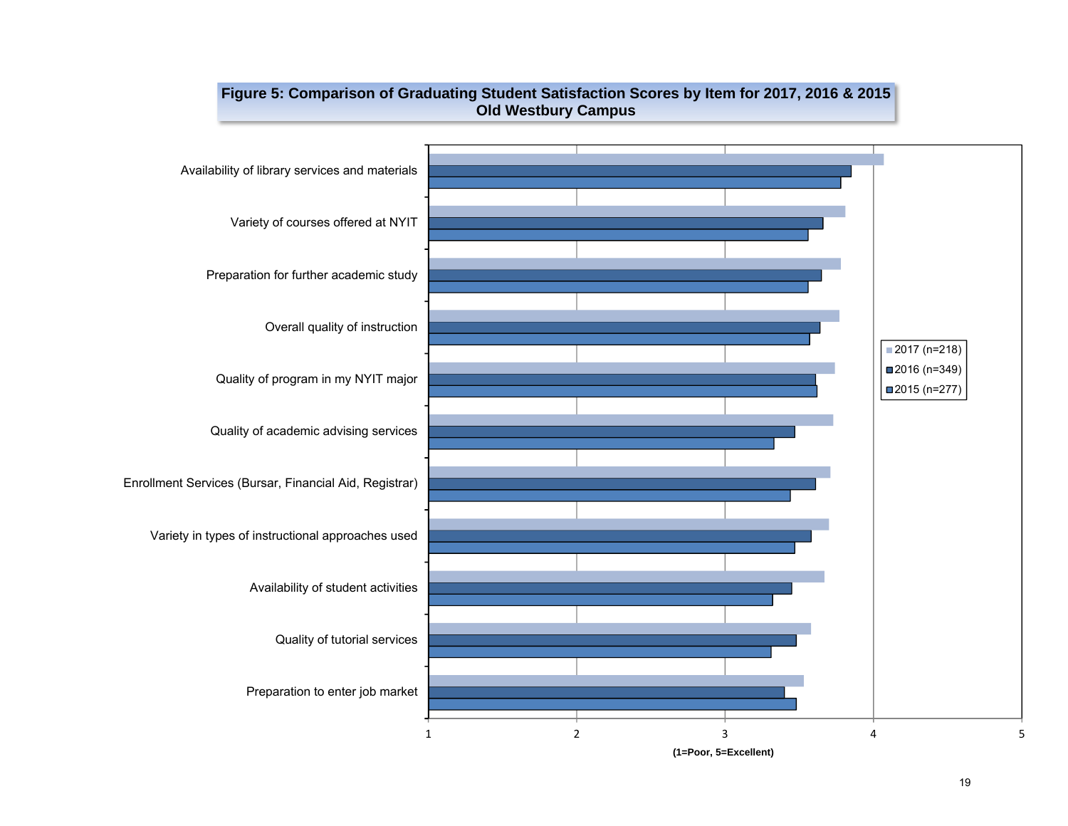**Figure 5: Comparison of Graduating Student Satisfaction Scores by Item for 2017, 2016 & 2015**
**Old Westbury Campus**

Availability of library services and materials

Variety of courses offered at NYIT

Preparation for further academic study

Overall quality of instruction

Quality of program in my NYIT major

Quality of academic advising services

Enrollment Services (Bursar, Financial Aid, Registrar)

Variety in types of instructional approaches used

Availability of student activities

Quality of tutorial services

Preparation to enter job market

2017 (n=218)
2016 (n=349)
2015 (n=277)

1 2 3 4 5

(1=Poor, 5=Excellent)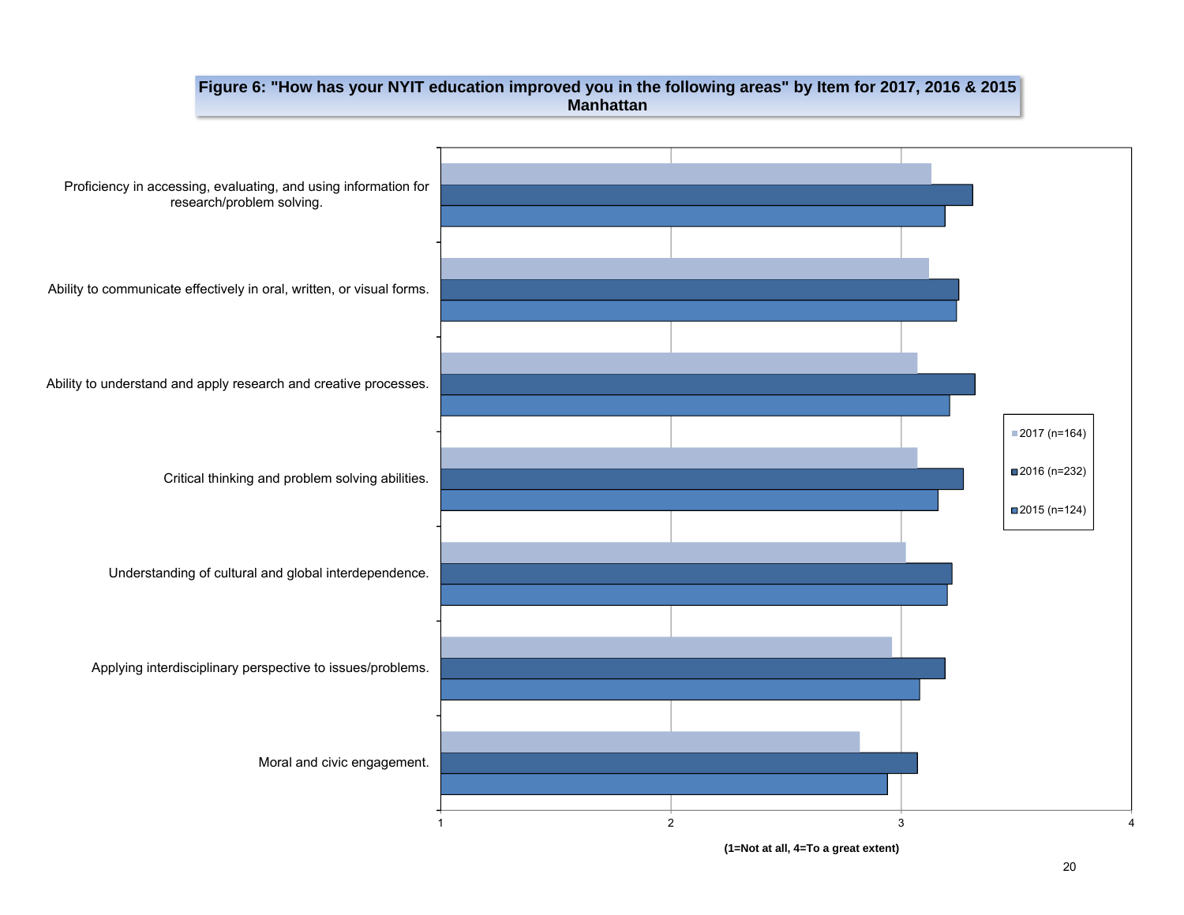**Figure 6: "How has your NYIT education improved you in the following areas" by Item for 2017, 2016 & 2015 Manhattan**

Proficiency in accessing, evaluating, and using information for research/problem solving.

Ability to communicate effectively in oral, written, or visual forms.

Ability to understand and apply research and creative processes.

Critical thinking and problem solving abilities.

Understanding of cultural and global interdependence.

Applying interdisciplinary perspective to issues/problems.

Moral and civic engagement.

2017 (n=164)

2016 (n=232)

2015 (n=124)

1 2 3 4

**(1=Not at all, 4=To a great extent)**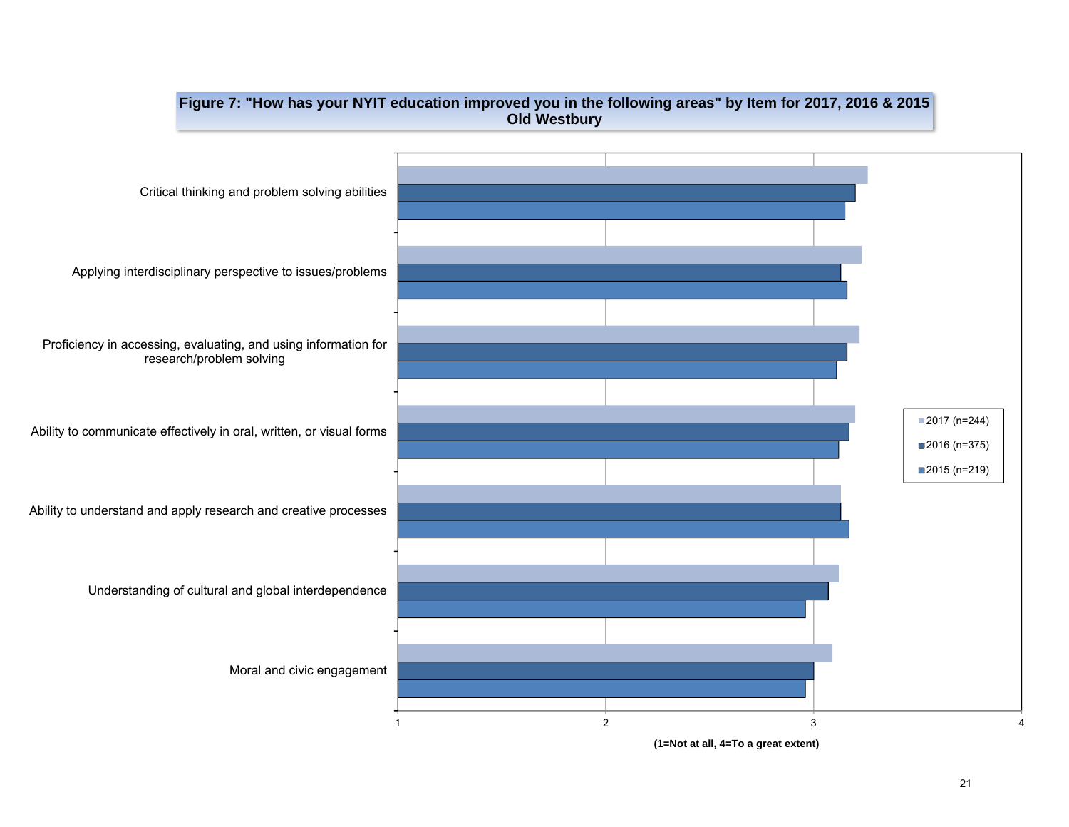**Figure 7: "How has your NYIT education improved you in the following areas" by Item for 2017, 2016 & 2015 Old Westbury**

Critical thinking and problem solving abilities

Applying interdisciplinary perspective to issues/problems

Proficiency in accessing, evaluating, and using information for research/problem solving

Ability to communicate effectively in oral, written, or visual forms

Ability to understand and apply research and creative processes

Understanding of cultural and global interdependence

Moral and civic engagement

1 2 3 4

**(1=Not at all, 4=To a great extent)**

2017 (n=244)
2016 (n=375)
2015 (n=219)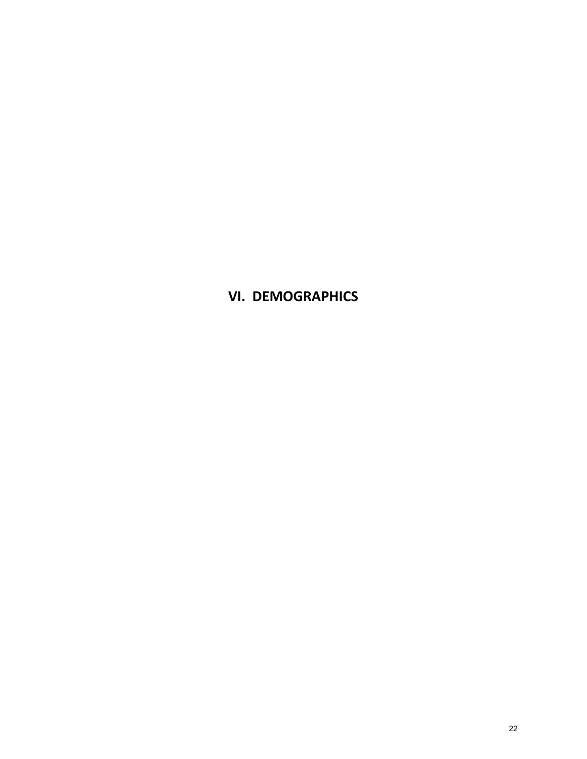# VI. DEMOGRAPHICS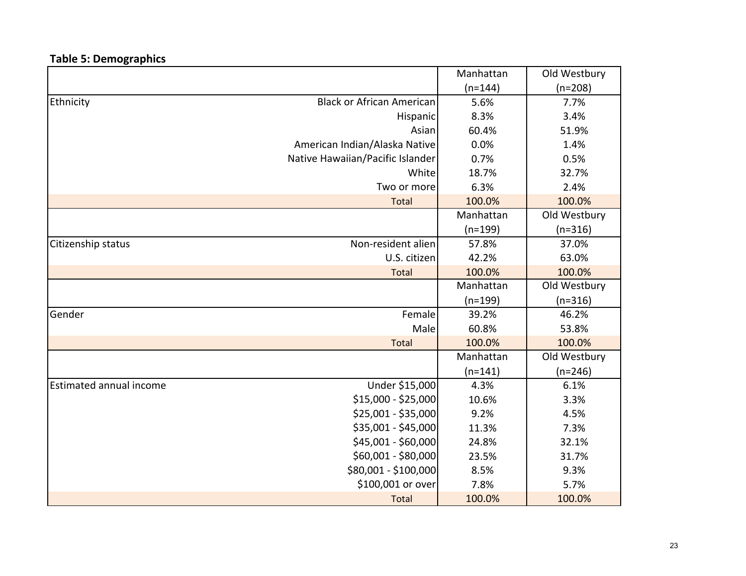**Table 5: Demographics**

| | | Manhattan (n=144) | Old Westbury (n=208) |
|---|---|---|---|
| Ethnicity | Black or African American | 5.6% | 7.7% |
| | Hispanic | 8.3% | 3.4% |
| | Asian | 60.4% | 51.9% |
| | American Indian/Alaska Native | 0.0% | 1.4% |
| | Native Hawaiian/Pacific Islander | 0.7% | 0.5% |
| | White | 18.7% | 32.7% |
| | Two or more | 6.3% | 2.4% |
| | Total | 100.0% | 100.0% |
| | | Manhattan (n=199) | Old Westbury (n=316) |
| Citizenship status | Non-resident alien | 57.8% | 37.0% |
| | U.S. citizen | 42.2% | 63.0% |
| | Total | 100.0% | 100.0% |
| | | Manhattan (n=199) | Old Westbury (n=316) |
| Gender | Female | 39.2% | 46.2% |
| | Male | 60.8% | 53.8% |
| | Total | 100.0% | 100.0% |
| | | Manhattan (n=141) | Old Westbury (n=246) |
| Estimated annual income | Under $15,000 | 4.3% | 6.1% |
| | $15,000 - $25,000 | 10.6% | 3.3% |
| | $25,001 - $35,000 | 9.2% | 4.5% |
| | $35,001 - $45,000 | 11.3% | 7.3% |
| | $45,001 - $60,000 | 24.8% | 32.1% |
| | $60,001 - $80,000 | 23.5% | 31.7% |
| | $80,001 - $100,000 | 8.5% | 9.3% |
| | $100,001 or over | 7.8% | 5.7% |
| | Total | 100.0% | 100.0% |